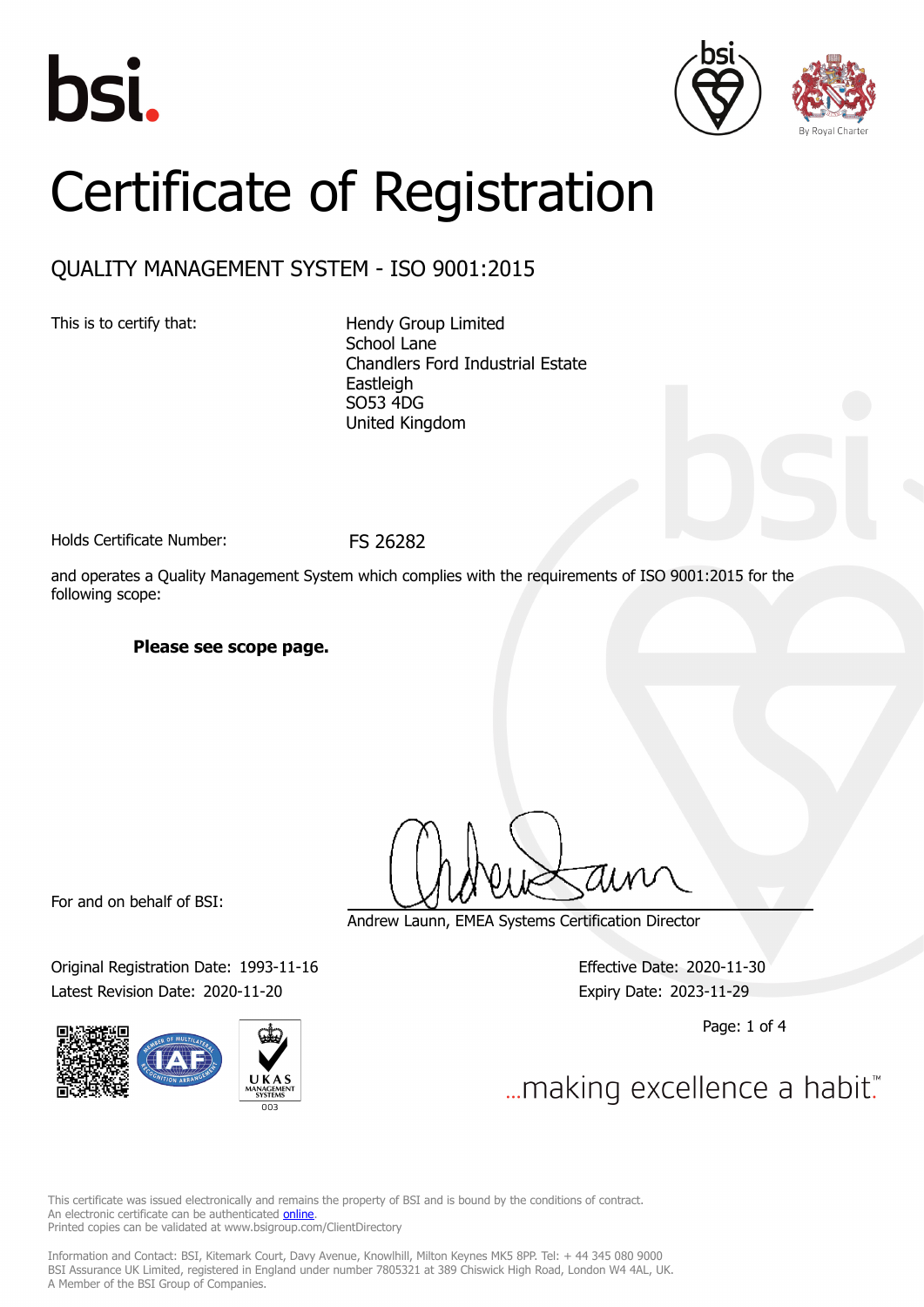bsi.

By Royal Charter

# Certificate of Registration

## QUALITY MANAGEMENT SYSTEM - ISO 9001:2015

This is to certify that:

Hendy Group Limited
School Lane
Chandlers Ford Industrial Estate
Eastleigh
SO53 4DG
United Kingdom

Holds Certificate Number: FS 26282

and operates a Quality Management System which complies with the requirements of ISO 9001:2015 for the following scope:

**Please see scope page.**

For and on behalf of BSI:

Andrew Launn, EMEA Systems Certification Director

Original Registration Date: 1993-11-16

Latest Revision Date: 2020-11-20

Effective Date: 2020-11-30

Expiry Date: 2023-11-29

UKAS MANAGEMENT SYSTEMS 003

...making excellence a habit.™

This certificate was issued electronically and remains the property of BSI and is bound by the conditions of contract.
An electronic certificate can be authenticated online.
Printed copies can be validated at www.bsigroup.com/ClientDirectory

Information and Contact: BSI, Kitemark Court, Davy Avenue, Knowlhill, Milton Keynes MK5 8PP. Tel: + 44 345 080 9000
BSI Assurance UK Limited, registered in England under number 7805321 at 389 Chiswick High Road, London W4 4AL, UK.
A Member of the BSI Group of Companies.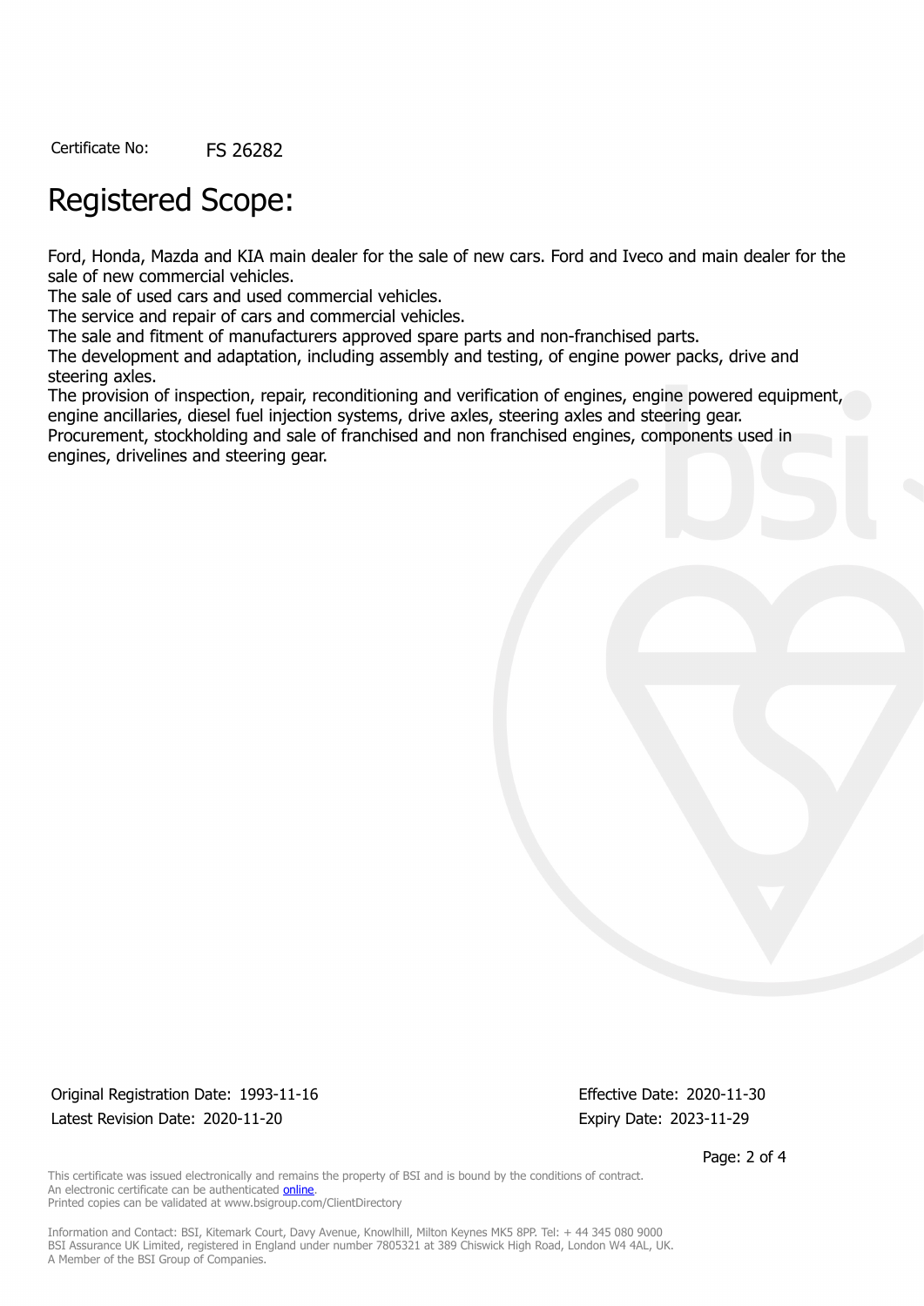Certificate No: FS 26282

# Registered Scope:

Ford, Honda, Mazda and KIA main dealer for the sale of new cars. Ford and Iveco and main dealer for the sale of new commercial vehicles.
The sale of used cars and used commercial vehicles.
The service and repair of cars and commercial vehicles.
The sale and fitment of manufacturers approved spare parts and non-franchised parts.
The development and adaptation, including assembly and testing, of engine power packs, drive and steering axles.
The provision of inspection, repair, reconditioning and verification of engines, engine powered equipment, engine ancillaries, diesel fuel injection systems, drive axles, steering axles and steering gear.
Procurement, stockholding and sale of franchised and non franchised engines, components used in engines, drivelines and steering gear.

Original Registration Date: 1993-11-16
Latest Revision Date: 2020-11-20

Effective Date: 2020-11-30
Expiry Date: 2023-11-29

This certificate was issued electronically and remains the property of BSI and is bound by the conditions of contract.
An electronic certificate can be authenticated online.
Printed copies can be validated at www.bsigroup.com/ClientDirectory

Information and Contact: BSI, Kitemark Court, Davy Avenue, Knowlhill, Milton Keynes MK5 8PP. Tel: + 44 345 080 9000
BSI Assurance UK Limited, registered in England under number 7805321 at 389 Chiswick High Road, London W4 4AL, UK.
A Member of the BSI Group of Companies.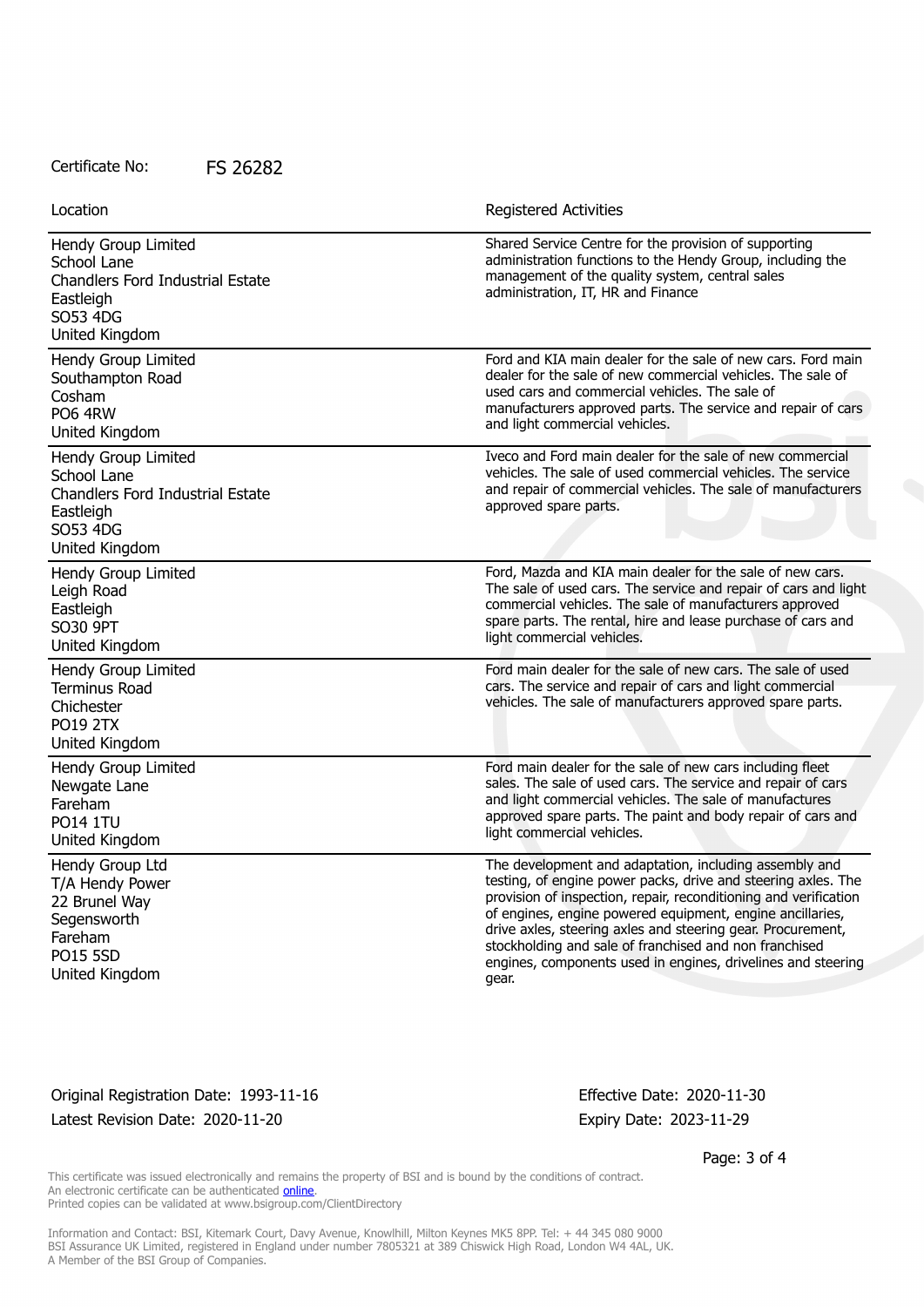Certificate No: FS 26282

| Location | Registered Activities |
| --- | --- |
| Hendy Group Limited<br>School Lane<br>Chandlers Ford Industrial Estate<br>Eastleigh<br>SO53 4DG<br>United Kingdom | Shared Service Centre for the provision of supporting administration functions to the Hendy Group, including the management of the quality system, central sales administration, IT, HR and Finance |
| Hendy Group Limited<br>Southampton Road<br>Cosham<br>PO6 4RW<br>United Kingdom | Ford and KIA main dealer for the sale of new cars. Ford main dealer for the sale of new commercial vehicles. The sale of used cars and commercial vehicles. The sale of manufacturers approved parts. The service and repair of cars and light commercial vehicles. |
| Hendy Group Limited<br>School Lane<br>Chandlers Ford Industrial Estate<br>Eastleigh<br>SO53 4DG<br>United Kingdom | Iveco and Ford main dealer for the sale of new commercial vehicles. The sale of used commercial vehicles. The service and repair of commercial vehicles. The sale of manufacturers approved spare parts. |
| Hendy Group Limited<br>Leigh Road<br>Eastleigh<br>SO30 9PT<br>United Kingdom | Ford, Mazda and KIA main dealer for the sale of new cars. The sale of used cars. The service and repair of cars and light commercial vehicles. The sale of manufacturers approved spare parts. The rental, hire and lease purchase of cars and light commercial vehicles. |
| Hendy Group Limited<br>Terminus Road<br>Chichester<br>PO19 2TX<br>United Kingdom | Ford main dealer for the sale of new cars. The sale of used cars. The service and repair of cars and light commercial vehicles. The sale of manufacturers approved spare parts. |
| Hendy Group Limited<br>Newgate Lane<br>Fareham<br>PO14 1TU<br>United Kingdom | Ford main dealer for the sale of new cars including fleet sales. The sale of used cars. The service and repair of cars and light commercial vehicles. The sale of manufactures approved spare parts. The paint and body repair of cars and light commercial vehicles. |
| Hendy Group Ltd<br>T/A Hendy Power<br>22 Brunel Way<br>Segensworth<br>Fareham<br>PO15 5SD<br>United Kingdom | The development and adaptation, including assembly and testing, of engine power packs, drive and steering axles. The provision of inspection, repair, reconditioning and verification of engines, engine powered equipment, engine ancillaries, drive axles, steering axles and steering gear. Procurement, stockholding and sale of franchised and non franchised engines, components used in engines, drivelines and steering gear. |

Original Registration Date: 1993-11-16
Latest Revision Date: 2020-11-20

Effective Date: 2020-11-30
Expiry Date: 2023-11-29

This certificate was issued electronically and remains the property of BSI and is bound by the conditions of contract.
An electronic certificate can be authenticated online.
Printed copies can be validated at www.bsigroup.com/ClientDirectory

Information and Contact: BSI, Kitemark Court, Davy Avenue, Knowlhill, Milton Keynes MK5 8PP. Tel: + 44 345 080 9000
BSI Assurance UK Limited, registered in England under number 7805321 at 389 Chiswick High Road, London W4 4AL, UK.
A Member of the BSI Group of Companies.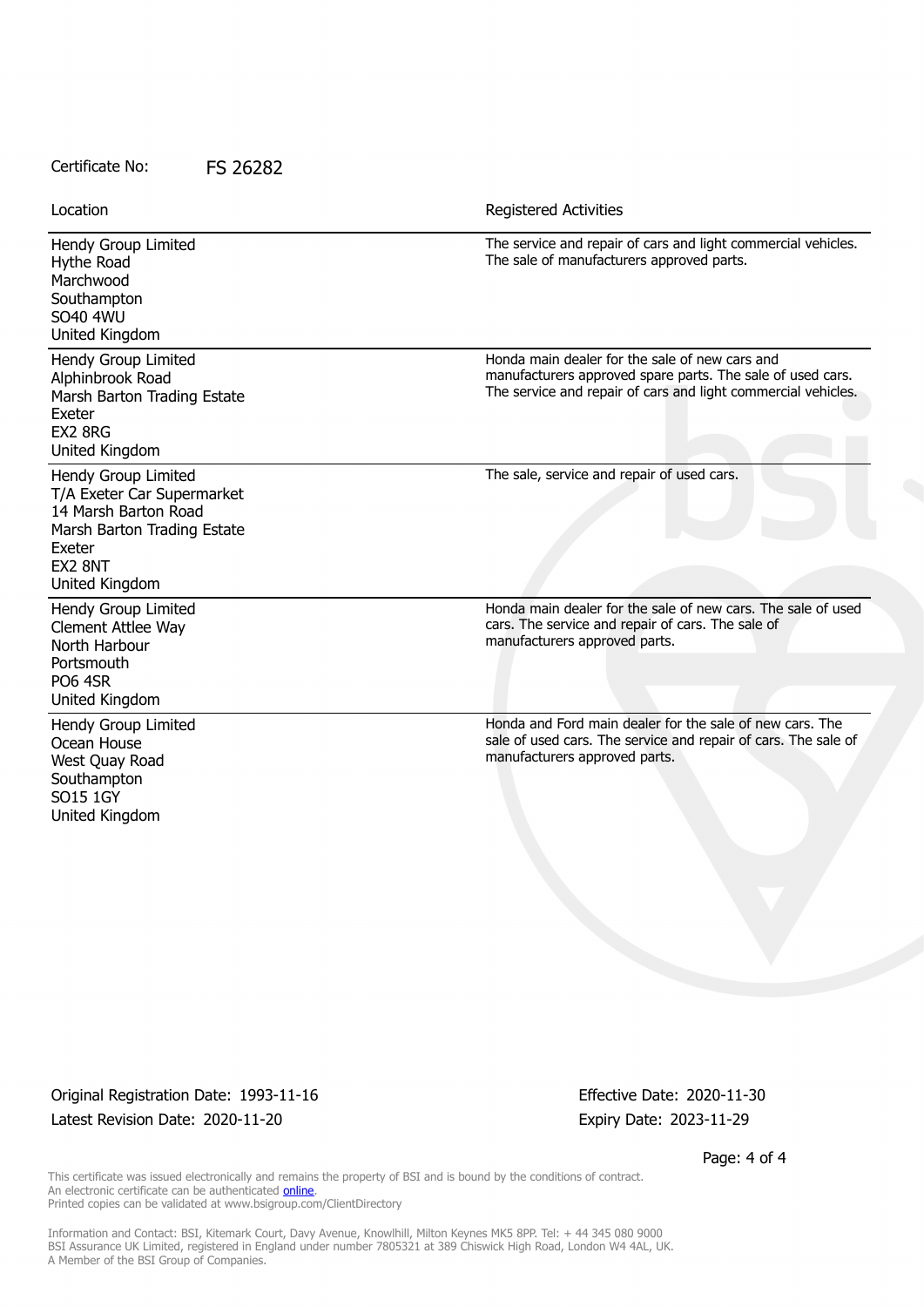Certificate No: FS 26282

| Location | Registered Activities |
| --- | --- |
| Hendy Group Limited<br>Hythe Road<br>Marchwood<br>Southampton<br>SO40 4WU<br>United Kingdom | The service and repair of cars and light commercial vehicles. The sale of manufacturers approved parts. |
| Hendy Group Limited<br>Alphinbrook Road<br>Marsh Barton Trading Estate<br>Exeter<br>EX2 8RG<br>United Kingdom | Honda main dealer for the sale of new cars and manufacturers approved spare parts. The sale of used cars. The service and repair of cars and light commercial vehicles. |
| Hendy Group Limited<br>T/A Exeter Car Supermarket<br>14 Marsh Barton Road<br>Marsh Barton Trading Estate<br>Exeter<br>EX2 8NT<br>United Kingdom | The sale, service and repair of used cars. |
| Hendy Group Limited<br>Clement Attlee Way<br>North Harbour<br>Portsmouth<br>PO6 4SR<br>United Kingdom | Honda main dealer for the sale of new cars. The sale of used cars. The service and repair of cars. The sale of manufacturers approved parts. |
| Hendy Group Limited<br>Ocean House<br>West Quay Road<br>Southampton<br>SO15 1GY<br>United Kingdom | Honda and Ford main dealer for the sale of new cars. The sale of used cars. The service and repair of cars. The sale of manufacturers approved parts. |

Original Registration Date: 1993-11-16
Latest Revision Date: 2020-11-20

Effective Date: 2020-11-30
Expiry Date: 2023-11-29

This certificate was issued electronically and remains the property of BSI and is bound by the conditions of contract.
An electronic certificate can be authenticated online.
Printed copies can be validated at www.bsigroup.com/ClientDirectory

Information and Contact: BSI, Kitemark Court, Davy Avenue, Knowlhill, Milton Keynes MK5 8PP. Tel: + 44 345 080 9000
BSI Assurance UK Limited, registered in England under number 7805321 at 389 Chiswick High Road, London W4 4AL, UK.
A Member of the BSI Group of Companies.